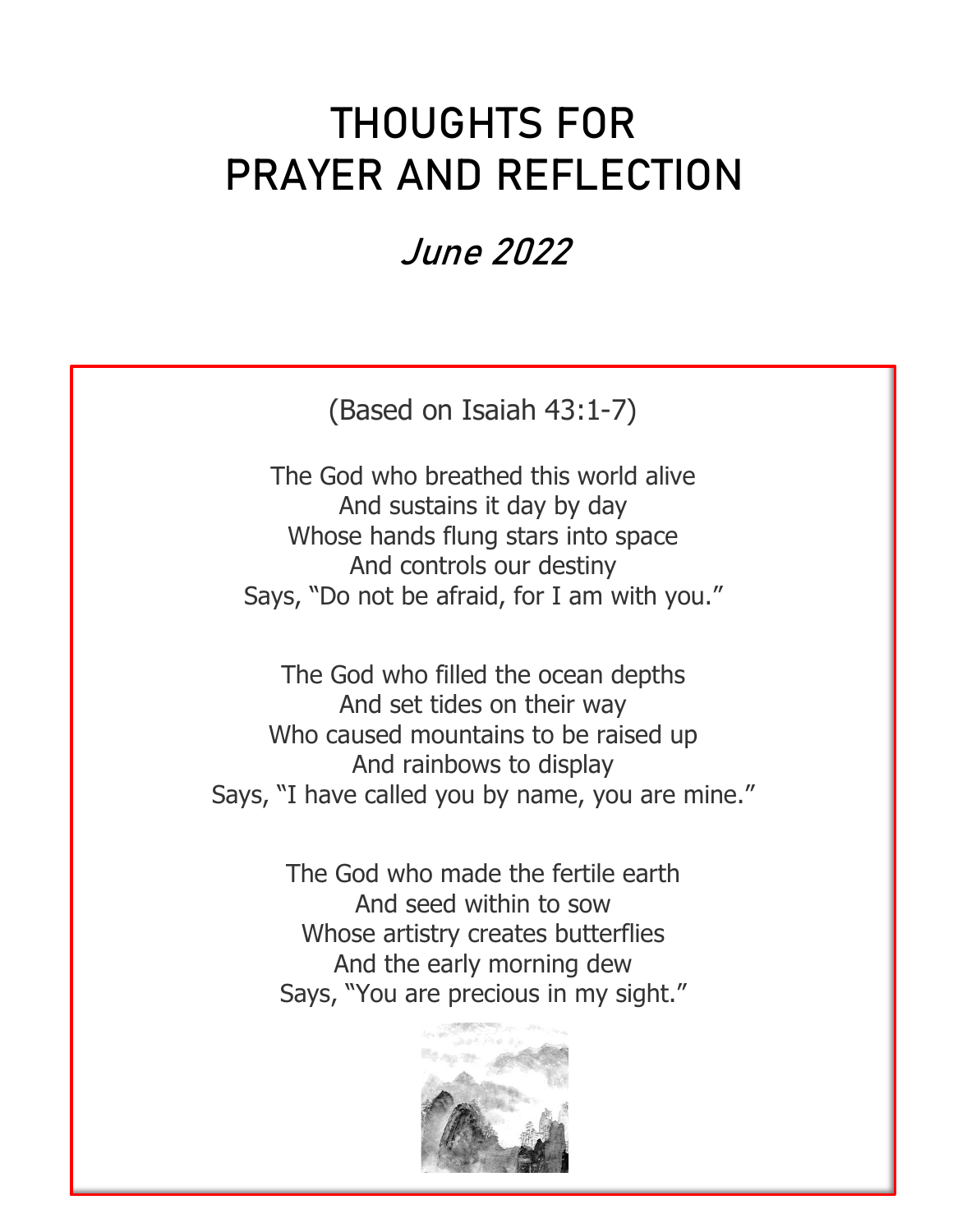# THOUGHTS FOR PRAYER AND REFLECTION

## *June 2022*

(Based on Isaiah 43:1-7)

The God who breathed this world alive  
And sustains it day by day  
Whose hands flung stars into space  
And controls our destiny  
Says, "Do not be afraid, for I am with you."

The God who filled the ocean depths  
And set tides on their way  
Who caused mountains to be raised up  
And rainbows to display  
Says, "I have called you by name, you are mine."

The God who made the fertile earth  
And seed within to sow  
Whose artistry creates butterflies  
And the early morning dew  
Says, "You are precious in my sight."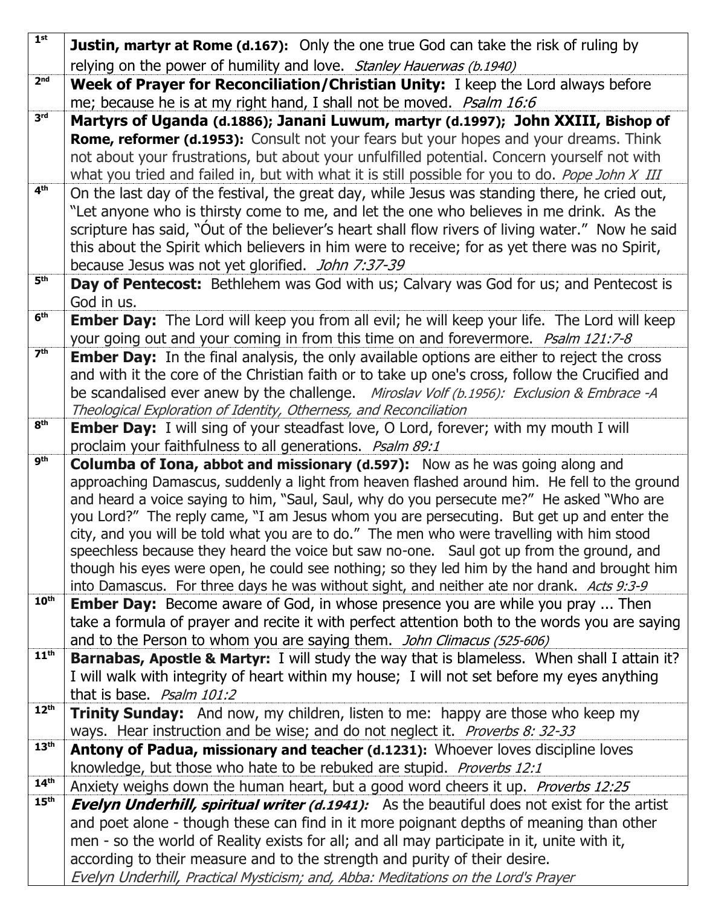| 1st | **Justin, martyr at Rome (d.167):** Only the one true God can take the risk of ruling by relying on the power of humility and love. *Stanley Hauerwas (b.1940)* |
|---|---|
| 2nd | **Week of Prayer for Reconciliation/Christian Unity:** I keep the Lord always before me; because he is at my right hand, I shall not be moved. *Psalm 16:6* |
| 3rd | **Martyrs of Uganda (d.1886); Janani Luwum, martyr (d.1997); John XXIII, Bishop of Rome, reformer (d.1953):** Consult not your fears but your hopes and your dreams. Think not about your frustrations, but about your unfulfilled potential. Concern yourself not with what you tried and failed in, but with what it is still possible for you to do. *Pope John X III* |
| 4th | On the last day of the festival, the great day, while Jesus was standing there, he cried out, "Let anyone who is thirsty come to me, and let the one who believes in me drink. As the scripture has said, "Óut of the believer's heart shall flow rivers of living water." Now he said this about the Spirit which believers in him were to receive; for as yet there was no Spirit, because Jesus was not yet glorified. *John 7:37-39* |
| 5th | **Day of Pentecost:** Bethlehem was God with us; Calvary was God for us; and Pentecost is God in us. |
| 6th | **Ember Day:** The Lord will keep you from all evil; he will keep your life. The Lord will keep your going out and your coming in from this time on and forevermore. *Psalm 121:7-8* |
| 7th | **Ember Day:** In the final analysis, the only available options are either to reject the cross and with it the core of the Christian faith or to take up one's cross, follow the Crucified and be scandalised ever anew by the challenge. *Miroslav Volf (b.1956): Exclusion & Embrace -A Theological Exploration of Identity, Otherness, and Reconciliation* |
| 8th | **Ember Day:** I will sing of your steadfast love, O Lord, forever; with my mouth I will proclaim your faithfulness to all generations. *Psalm 89:1* |
| 9th | **Columba of Iona, abbot and missionary (d.597):** Now as he was going along and approaching Damascus, suddenly a light from heaven flashed around him. He fell to the ground and heard a voice saying to him, "Saul, Saul, why do you persecute me?" He asked "Who are you Lord?" The reply came, "I am Jesus whom you are persecuting. But get up and enter the city, and you will be told what you are to do." The men who were travelling with him stood speechless because they heard the voice but saw no-one. Saul got up from the ground, and though his eyes were open, he could see nothing; so they led him by the hand and brought him into Damascus. For three days he was without sight, and neither ate nor drank. *Acts 9:3-9* |
| 10th | **Ember Day:** Become aware of God, in whose presence you are while you pray ... Then take a formula of prayer and recite it with perfect attention both to the words you are saying and to the Person to whom you are saying them. *John Climacus (525-606)* |
| 11th | **Barnabas, Apostle & Martyr:** I will study the way that is blameless. When shall I attain it? I will walk with integrity of heart within my house; I will not set before my eyes anything that is base. *Psalm 101:2* |
| 12th | **Trinity Sunday:** And now, my children, listen to me: happy are those who keep my ways. Hear instruction and be wise; and do not neglect it. *Proverbs 8: 32-33* |
| 13th | **Antony of Padua, missionary and teacher (d.1231):** Whoever loves discipline loves knowledge, but those who hate to be rebuked are stupid. *Proverbs 12:1* |
| 14th | Anxiety weighs down the human heart, but a good word cheers it up. *Proverbs 12:25* |
| 15th | ***Evelyn Underhill, spiritual writer (d.1941):*** As the beautiful does not exist for the artist and poet alone - though these can find in it more poignant depths of meaning than other men - so the world of Reality exists for all; and all may participate in it, unite with it, according to their measure and to the strength and purity of their desire. *Evelyn Underhill, Practical Mysticism; and, Abba: Meditations on the Lord's Prayer* |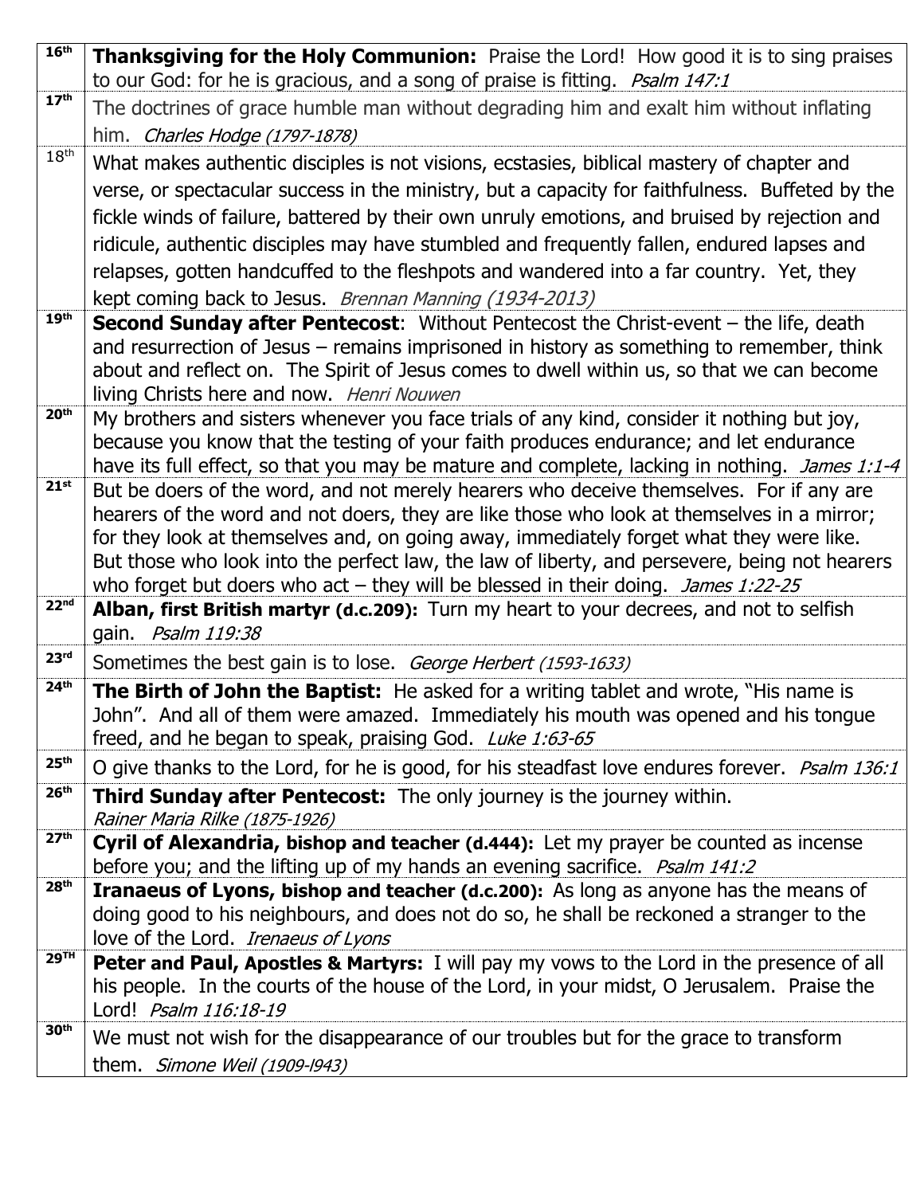| | |
|---|---|
| 16th | **Thanksgiving for the Holy Communion:** Praise the Lord! How good it is to sing praises to our God: for he is gracious, and a song of praise is fitting. *Psalm 147:1* |
| 17th | The doctrines of grace humble man without degrading him and exalt him without inflating him. *Charles Hodge (1797-1878)* |
| 18th | What makes authentic disciples is not visions, ecstasies, biblical mastery of chapter and verse, or spectacular success in the ministry, but a capacity for faithfulness. Buffeted by the fickle winds of failure, battered by their own unruly emotions, and bruised by rejection and ridicule, authentic disciples may have stumbled and frequently fallen, endured lapses and relapses, gotten handcuffed to the fleshpots and wandered into a far country. Yet, they kept coming back to Jesus. *Brennan Manning (1934-2013)* |
| 19th | **Second Sunday after Pentecost**: Without Pentecost the Christ-event – the life, death and resurrection of Jesus – remains imprisoned in history as something to remember, think about and reflect on. The Spirit of Jesus comes to dwell within us, so that we can become living Christs here and now. *Henri Nouwen* |
| 20th | My brothers and sisters whenever you face trials of any kind, consider it nothing but joy, because you know that the testing of your faith produces endurance; and let endurance have its full effect, so that you may be mature and complete, lacking in nothing. *James 1:1-4* |
| 21st | But be doers of the word, and not merely hearers who deceive themselves. For if any are hearers of the word and not doers, they are like those who look at themselves in a mirror; for they look at themselves and, on going away, immediately forget what they were like. But those who look into the perfect law, the law of liberty, and persevere, being not hearers who forget but doers who act – they will be blessed in their doing. *James 1:22-25* |
| 22nd | **Alban, first British martyr (d.c.209):** Turn my heart to your decrees, and not to selfish gain. *Psalm 119:38* |
| 23rd | Sometimes the best gain is to lose. *George Herbert (1593-1633)* |
| 24th | **The Birth of John the Baptist:** He asked for a writing tablet and wrote, "His name is John". And all of them were amazed. Immediately his mouth was opened and his tongue freed, and he began to speak, praising God. *Luke 1:63-65* |
| 25th | O give thanks to the Lord, for he is good, for his steadfast love endures forever. *Psalm 136:1* |
| 26th | **Third Sunday after Pentecost:** The only journey is the journey within. *Rainer Maria Rilke (1875-1926)* |
| 27th | **Cyril of Alexandria, bishop and teacher (d.444):** Let my prayer be counted as incense before you; and the lifting up of my hands an evening sacrifice. *Psalm 141:2* |
| 28th | **Iranaeus of Lyons, bishop and teacher (d.c.200):** As long as anyone has the means of doing good to his neighbours, and does not do so, he shall be reckoned a stranger to the love of the Lord. *Irenaeus of Lyons* |
| 29TH | **Peter and Paul, Apostles & Martyrs:** I will pay my vows to the Lord in the presence of all his people. In the courts of the house of the Lord, in your midst, O Jerusalem. Praise the Lord! *Psalm 116:18-19* |
| 30th | We must not wish for the disappearance of our troubles but for the grace to transform them. *Simone Weil (1909-l943)* |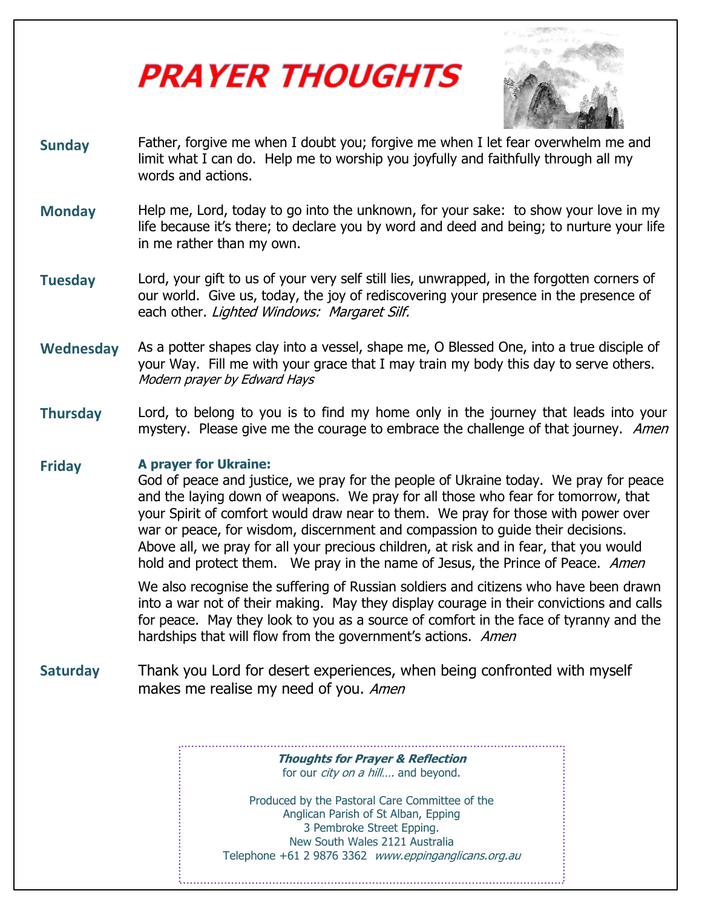# PRAYER THOUGHTS

**Sunday**

Father, forgive me when I doubt you; forgive me when I let fear overwhelm me and limit what I can do. Help me to worship you joyfully and faithfully through all my words and actions.

**Monday**

Help me, Lord, today to go into the unknown, for your sake: to show your love in my life because it's there; to declare you by word and deed and being; to nurture your life in me rather than my own.

**Tuesday**

Lord, your gift to us of your very self still lies, unwrapped, in the forgotten corners of our world. Give us, today, the joy of rediscovering your presence in the presence of each other. *Lighted Windows: Margaret Silf.*

**Wednesday**

As a potter shapes clay into a vessel, shape me, O Blessed One, into a true disciple of your Way. Fill me with your grace that I may train my body this day to serve others. *Modern prayer by Edward Hays*

**Thursday**

Lord, to belong to you is to find my home only in the journey that leads into your mystery. Please give me the courage to embrace the challenge of that journey. *Amen*

**Friday**

**A prayer for Ukraine:**

God of peace and justice, we pray for the people of Ukraine today. We pray for peace and the laying down of weapons. We pray for all those who fear for tomorrow, that your Spirit of comfort would draw near to them. We pray for those with power over war or peace, for wisdom, discernment and compassion to guide their decisions. Above all, we pray for all your precious children, at risk and in fear, that you would hold and protect them. We pray in the name of Jesus, the Prince of Peace. *Amen*

We also recognise the suffering of Russian soldiers and citizens who have been drawn into a war not of their making. May they display courage in their convictions and calls for peace. May they look to you as a source of comfort in the face of tyranny and the hardships that will flow from the government's actions. *Amen*

**Saturday**

Thank you Lord for desert experiences, when being confronted with myself makes me realise my need of you. *Amen*

***Thoughts for Prayer & Reflection***
for our *city on a hill….* and beyond.

Produced by the Pastoral Care Committee of the
Anglican Parish of St Alban, Epping
3 Pembroke Street Epping.
New South Wales 2121 Australia
Telephone +61 2 9876 3362 *www.eppinganglicans.org.au*